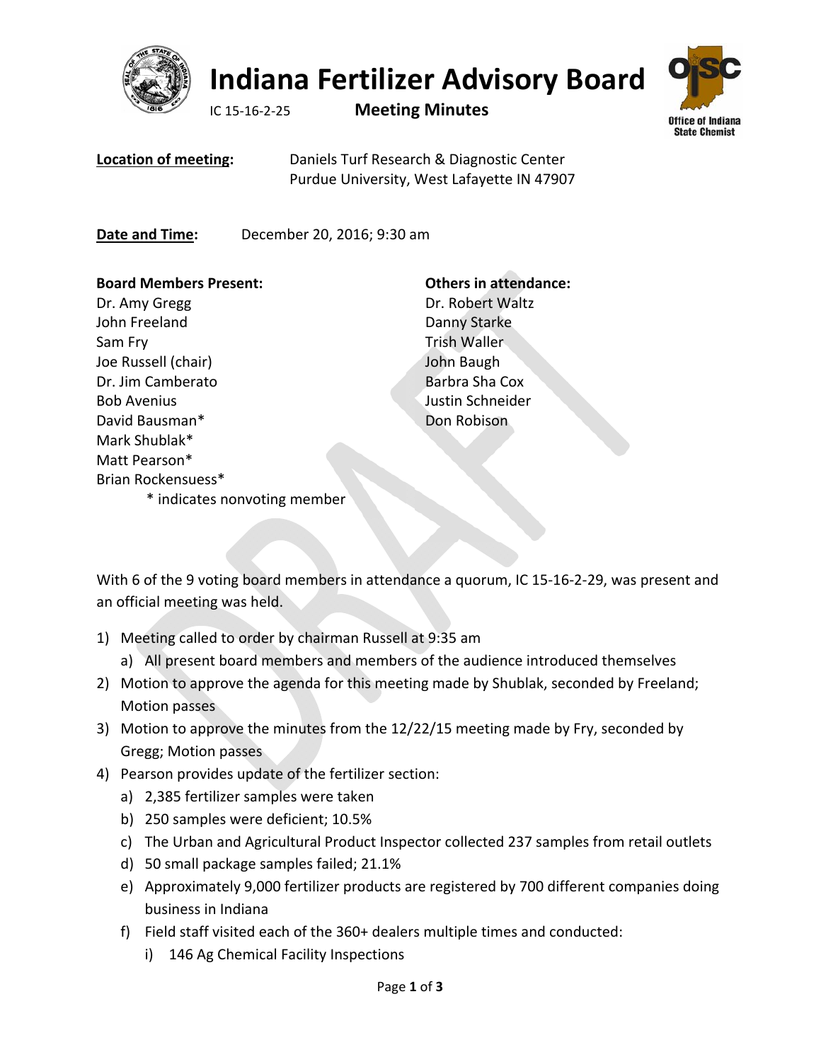# Indiana Fertilizer Advisory Board

IC 15-16-2-25 **Meeting Minutes**

**Location of meeting:** Daniels Turf Research & Diagnostic Center
Purdue University, West Lafayette IN 47907

**Date and Time:** December 20, 2016; 9:30 am

**Board Members Present:**
Dr. Amy Gregg
John Freeland
Sam Fry
Joe Russell (chair)
Dr. Jim Camberato
Bob Avenius
David Bausman*
Mark Shublak*
Matt Pearson*
Brian Rockensuess*
\* indicates nonvoting member

**Others in attendance:**
Dr. Robert Waltz
Danny Starke
Trish Waller
John Baugh
Barbra Sha Cox
Justin Schneider
Don Robison

With 6 of the 9 voting board members in attendance a quorum, IC 15-16-2-29, was present and an official meeting was held.

1) Meeting called to order by chairman Russell at 9:35 am
   a) All present board members and members of the audience introduced themselves
2) Motion to approve the agenda for this meeting made by Shublak, seconded by Freeland; Motion passes
3) Motion to approve the minutes from the 12/22/15 meeting made by Fry, seconded by Gregg; Motion passes
4) Pearson provides update of the fertilizer section:
   a) 2,385 fertilizer samples were taken
   b) 250 samples were deficient; 10.5%
   c) The Urban and Agricultural Product Inspector collected 237 samples from retail outlets
   d) 50 small package samples failed; 21.1%
   e) Approximately 9,000 fertilizer products are registered by 700 different companies doing business in Indiana
   f) Field staff visited each of the 360+ dealers multiple times and conducted:
      i) 146 Ag Chemical Facility Inspections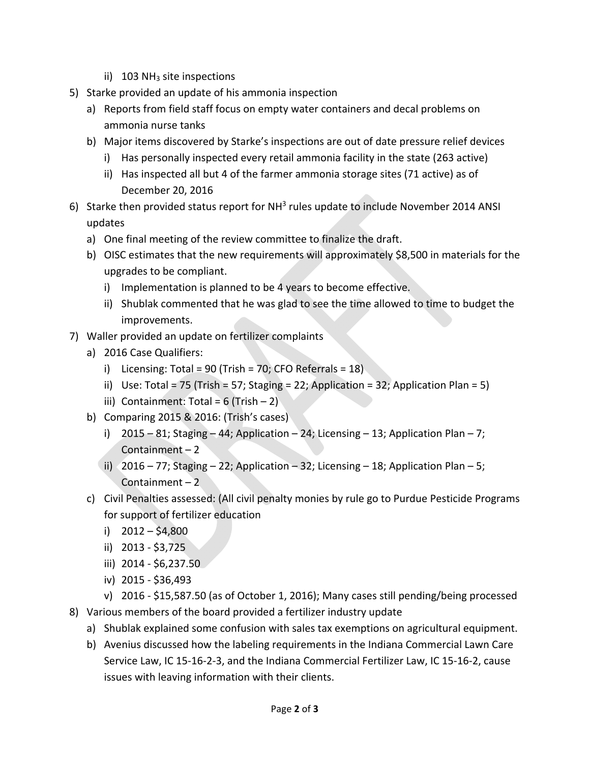- ii) 103 $NH_3$ site inspections
5) Starke provided an update of his ammonia inspection
   - a) Reports from field staff focus on empty water containers and decal problems on ammonia nurse tanks
   - b) Major items discovered by Starke's inspections are out of date pressure relief devices
     - i) Has personally inspected every retail ammonia facility in the state (263 active)
     - ii) Has inspected all but 4 of the farmer ammonia storage sites (71 active) as of December 20, 2016
6) Starke then provided status report for $NH^3$ rules update to include November 2014 ANSI updates
   - a) One final meeting of the review committee to finalize the draft.
   - b) OISC estimates that the new requirements will approximately $8,500 in materials for the upgrades to be compliant.
     - i) Implementation is planned to be 4 years to become effective.
     - ii) Shublak commented that he was glad to see the time allowed to time to budget the improvements.
7) Waller provided an update on fertilizer complaints
   - a) 2016 Case Qualifiers:
     - i) Licensing: Total = 90 (Trish = 70; CFO Referrals = 18)
     - ii) Use: Total = 75 (Trish = 57; Staging = 22; Application = 32; Application Plan = 5)
     - iii) Containment: Total = 6 (Trish – 2)
   - b) Comparing 2015 & 2016: (Trish's cases)
     - i) 2015 – 81; Staging – 44; Application – 24; Licensing – 13; Application Plan – 7; Containment – 2
     - ii) 2016 – 77; Staging – 22; Application – 32; Licensing – 18; Application Plan – 5; Containment – 2
   - c) Civil Penalties assessed: (All civil penalty monies by rule go to Purdue Pesticide Programs for support of fertilizer education
     - i) 2012 – $4,800
     - ii) 2013 - $3,725
     - iii) 2014 - $6,237.50
     - iv) 2015 - $36,493
     - v) 2016 - $15,587.50 (as of October 1, 2016); Many cases still pending/being processed
8) Various members of the board provided a fertilizer industry update
   - a) Shublak explained some confusion with sales tax exemptions on agricultural equipment.
   - b) Avenius discussed how the labeling requirements in the Indiana Commercial Lawn Care Service Law, IC 15-16-2-3, and the Indiana Commercial Fertilizer Law, IC 15-16-2, cause issues with leaving information with their clients.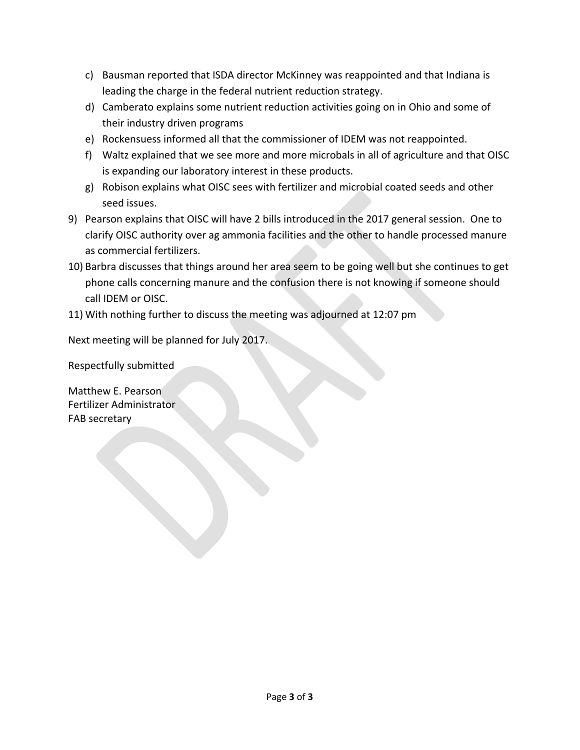c) Bausman reported that ISDA director McKinney was reappointed and that Indiana is leading the charge in the federal nutrient reduction strategy.
d) Camberato explains some nutrient reduction activities going on in Ohio and some of their industry driven programs
e) Rockensuess informed all that the commissioner of IDEM was not reappointed.
f) Waltz explained that we see more and more microbals in all of agriculture and that OISC is expanding our laboratory interest in these products.
g) Robison explains what OISC sees with fertilizer and microbial coated seeds and other seed issues.

9) Pearson explains that OISC will have 2 bills introduced in the 2017 general session. One to clarify OISC authority over ag ammonia facilities and the other to handle processed manure as commercial fertilizers.
10) Barbra discusses that things around her area seem to be going well but she continues to get phone calls concerning manure and the confusion there is not knowing if someone should call IDEM or OISC.
11) With nothing further to discuss the meeting was adjourned at 12:07 pm

Next meeting will be planned for July 2017.

Respectfully submitted

Matthew E. Pearson
Fertilizer Administrator
FAB secretary